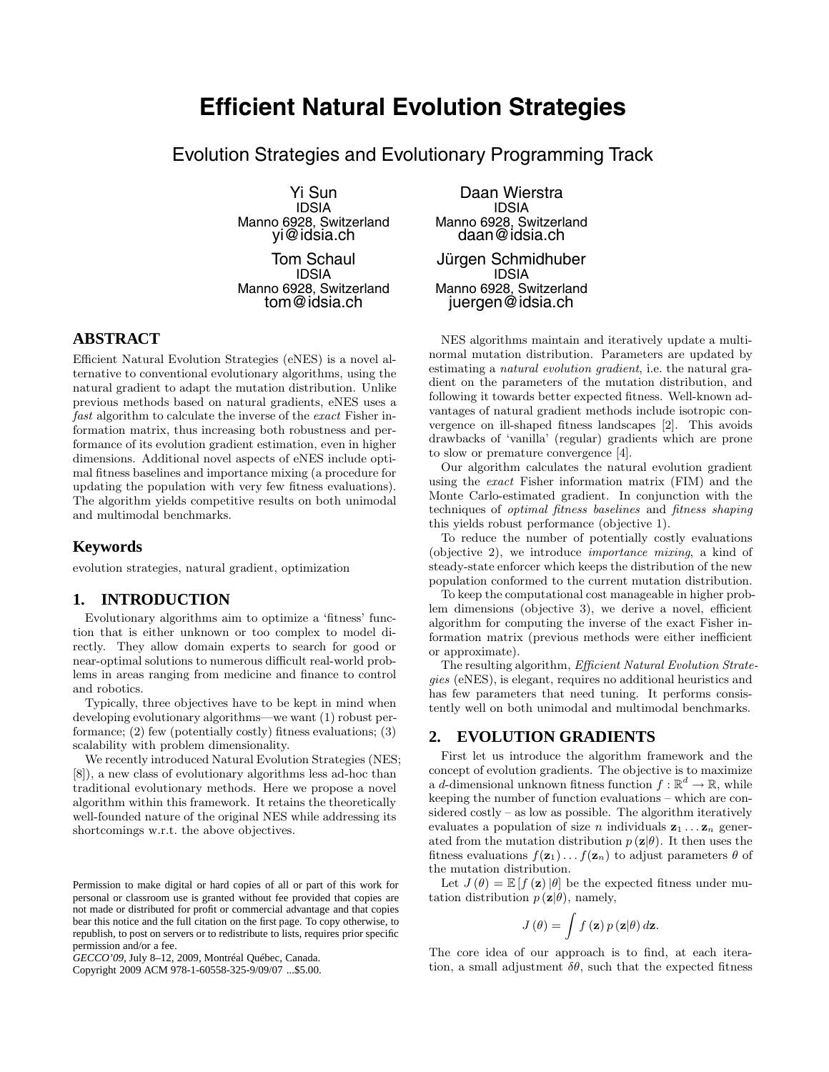# Efficient Natural Evolution Strategies

## Evolution Strategies and Evolutionary Programming Track

Yi Sun
IDSIA
Manno 6928, Switzerland
yi@idsia.ch

Daan Wierstra
IDSIA
Manno 6928, Switzerland
daan@idsia.ch

Tom Schaul
IDSIA
Manno 6928, Switzerland
tom@idsia.ch

Jürgen Schmidhuber
IDSIA
Manno 6928, Switzerland
juergen@idsia.ch

## ABSTRACT

Efficient Natural Evolution Strategies (eNES) is a novel alternative to conventional evolutionary algorithms, using the natural gradient to adapt the mutation distribution. Unlike previous methods based on natural gradients, eNES uses a *fast* algorithm to calculate the inverse of the *exact* Fisher information matrix, thus increasing both robustness and performance of its evolution gradient estimation, even in higher dimensions. Additional novel aspects of eNES include optimal fitness baselines and importance mixing (a procedure for updating the population with very few fitness evaluations). The algorithm yields competitive results on both unimodal and multimodal benchmarks.

## Keywords

evolution strategies, natural gradient, optimization

## 1. INTRODUCTION

Evolutionary algorithms aim to optimize a 'fitness' function that is either unknown or too complex to model directly. They allow domain experts to search for good or near-optimal solutions to numerous difficult real-world problems in areas ranging from medicine and finance to control and robotics.

Typically, three objectives have to be kept in mind when developing evolutionary algorithms—we want (1) robust performance; (2) few (potentially costly) fitness evaluations; (3) scalability with problem dimensionality.

We recently introduced Natural Evolution Strategies (NES; [8]), a new class of evolutionary algorithms less ad-hoc than traditional evolutionary methods. Here we propose a novel algorithm within this framework. It retains the theoretically well-founded nature of the original NES while addressing its shortcomings w.r.t. the above objectives.

Permission to make digital or hard copies of all or part of this work for personal or classroom use is granted without fee provided that copies are not made or distributed for profit or commercial advantage and that copies bear this notice and the full citation on the first page. To copy otherwise, to republish, to post on servers or to redistribute to lists, requires prior specific permission and/or a fee.
*GECCO'09,* July 8–12, 2009, Montréal Québec, Canada.
Copyright 2009 ACM 978-1-60558-325-9/09/07 ...$5.00.

NES algorithms maintain and iteratively update a multinormal mutation distribution. Parameters are updated by estimating a *natural evolution gradient*, i.e. the natural gradient on the parameters of the mutation distribution, and following it towards better expected fitness. Well-known advantages of natural gradient methods include isotropic convergence on ill-shaped fitness landscapes [2]. This avoids drawbacks of 'vanilla' (regular) gradients which are prone to slow or premature convergence [4].

Our algorithm calculates the natural evolution gradient using the *exact* Fisher information matrix (FIM) and the Monte Carlo-estimated gradient. In conjunction with the techniques of *optimal fitness baselines* and *fitness shaping* this yields robust performance (objective 1).

To reduce the number of potentially costly evaluations (objective 2), we introduce *importance mixing*, a kind of steady-state enforcer which keeps the distribution of the new population conformed to the current mutation distribution.

To keep the computational cost manageable in higher problem dimensions (objective 3), we derive a novel, efficient algorithm for computing the inverse of the exact Fisher information matrix (previous methods were either inefficient or approximate).

The resulting algorithm, *Efficient Natural Evolution Strategies* (eNES), is elegant, requires no additional heuristics and has few parameters that need tuning. It performs consistently well on both unimodal and multimodal benchmarks.

## 2. EVOLUTION GRADIENTS

First let us introduce the algorithm framework and the concept of evolution gradients. The objective is to maximize a $d$-dimensional unknown fitness function $f : \mathbb{R}^d \to \mathbb{R}$, while keeping the number of function evaluations – which are considered costly – as low as possible. The algorithm iteratively evaluates a population of size $n$ individuals $\mathbf{z}_1 \ldots \mathbf{z}_n$ generated from the mutation distribution $p(\mathbf{z}|\theta)$. It then uses the fitness evaluations $f(\mathbf{z}_1) \ldots f(\mathbf{z}_n)$ to adjust parameters $\theta$ of the mutation distribution.

Let $J(\theta) = \mathbb{E}[f(\mathbf{z})|\theta]$ be the expected fitness under mutation distribution $p(\mathbf{z}|\theta)$, namely,

$$J(\theta) = \int f(\mathbf{z})\, p(\mathbf{z}|\theta)\, d\mathbf{z}.$$

The core idea of our approach is to find, at each iteration, a small adjustment $\delta\theta$, such that the expected fitness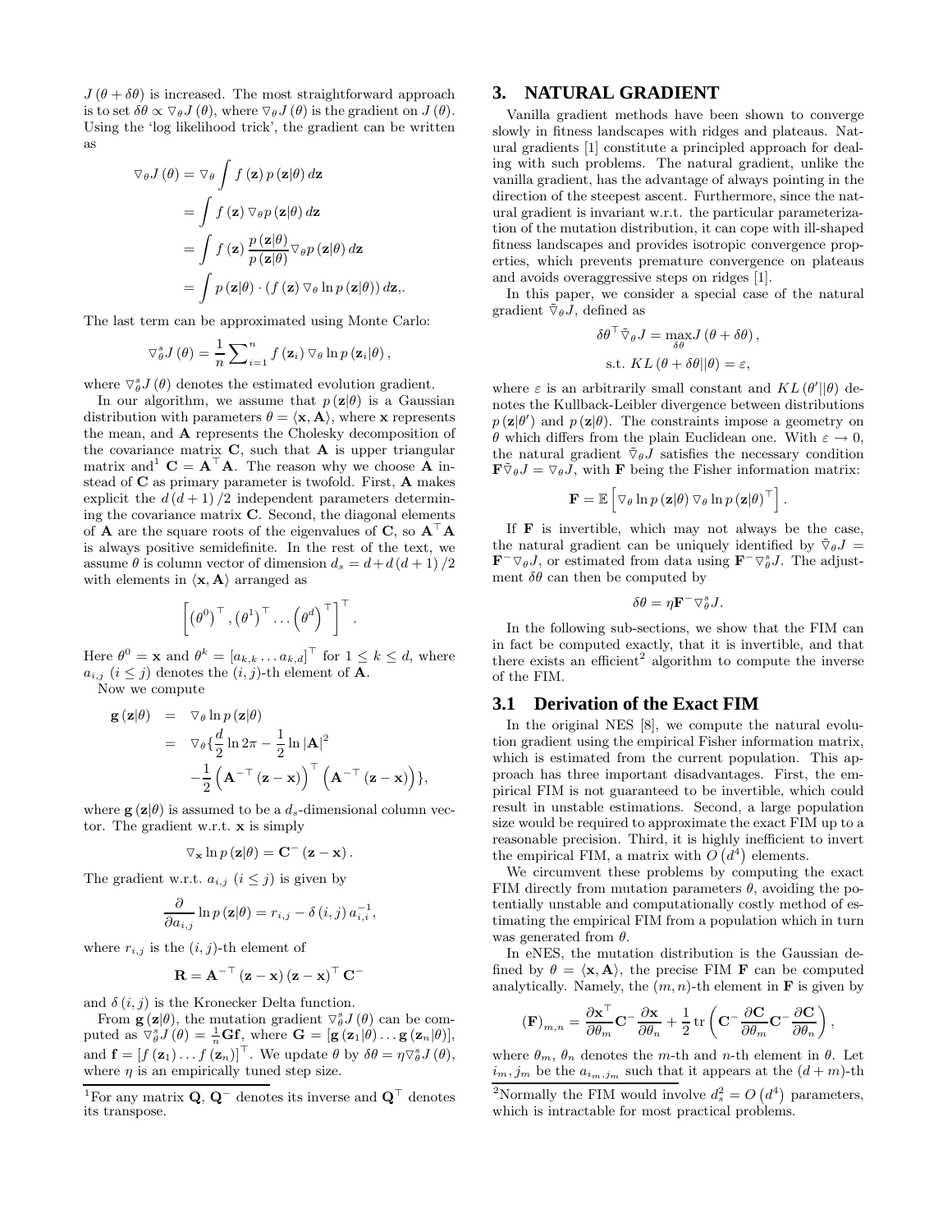$J(\theta + \delta\theta)$ is increased. The most straightforward approach is to set $\delta\theta \propto \nabla_\theta J(\theta)$, where $\nabla_\theta J(\theta)$ is the gradient on $J(\theta)$. Using the 'log likelihood trick', the gradient can be written as

$$
\begin{aligned}
\nabla_\theta J(\theta) &= \nabla_\theta \int f(\mathbf{z}) \, p(\mathbf{z}|\theta) \, d\mathbf{z} \\
&= \int f(\mathbf{z}) \, \nabla_\theta p(\mathbf{z}|\theta) \, d\mathbf{z} \\
&= \int f(\mathbf{z}) \, \frac{p(\mathbf{z}|\theta)}{p(\mathbf{z}|\theta)} \nabla_\theta p(\mathbf{z}|\theta) \, d\mathbf{z} \\
&= \int p(\mathbf{z}|\theta) \cdot \left( f(\mathbf{z}) \, \nabla_\theta \ln p(\mathbf{z}|\theta) \right) d\mathbf{z},.
\end{aligned}
$$

The last term can be approximated using Monte Carlo:

$$
\nabla_\theta^s J(\theta) = \frac{1}{n} \sum\nolimits_{i=1}^{n} f(\mathbf{z}_i) \, \nabla_\theta \ln p(\mathbf{z}_i|\theta),
$$

where $\nabla_\theta^s J(\theta)$ denotes the estimated evolution gradient.

In our algorithm, we assume that $p(\mathbf{z}|\theta)$ is a Gaussian distribution with parameters $\theta = \langle \mathbf{x}, \mathbf{A} \rangle$, where $\mathbf{x}$ represents the mean, and $\mathbf{A}$ represents the Cholesky decomposition of the covariance matrix $\mathbf{C}$, such that $\mathbf{A}$ is upper triangular matrix and[1] $\mathbf{C} = \mathbf{A}^\top \mathbf{A}$. The reason why we choose $\mathbf{A}$ instead of $\mathbf{C}$ as primary parameter is twofold. First, $\mathbf{A}$ makes explicit the $d(d+1)/2$ independent parameters determining the covariance matrix $\mathbf{C}$. Second, the diagonal elements of $\mathbf{A}$ are the square roots of the eigenvalues of $\mathbf{C}$, so $\mathbf{A}^\top \mathbf{A}$ is always positive semidefinite. In the rest of the text, we assume $\theta$ is column vector of dimension $d_s = d + d(d+1)/2$ with elements in $\langle \mathbf{x}, \mathbf{A} \rangle$ arranged as

$$
\left[ \left(\theta^0\right)^\top, \left(\theta^1\right)^\top \ldots \left(\theta^d\right)^\top \right]^\top.
$$

Here $\theta^0 = \mathbf{x}$ and $\theta^k = \left[a_{k,k} \ldots a_{k,d}\right]^\top$ for $1 \le k \le d$, where $a_{i,j}$ $(i \le j)$ denotes the $(i,j)$-th element of $\mathbf{A}$.

Now we compute

$$
\begin{aligned}
\mathbf{g}(\mathbf{z}|\theta) &= \nabla_\theta \ln p(\mathbf{z}|\theta) \\
&= \nabla_\theta \Big\{ \frac{d}{2} \ln 2\pi - \frac{1}{2} \ln |\mathbf{A}|^2 \\
&\quad - \frac{1}{2} \left( \mathbf{A}^{-\top} (\mathbf{z} - \mathbf{x}) \right)^\top \left( \mathbf{A}^{-\top} (\mathbf{z} - \mathbf{x}) \right) \Big\},
\end{aligned}
$$

where $\mathbf{g}(\mathbf{z}|\theta)$ is assumed to be a $d_s$-dimensional column vector. The gradient w.r.t. $\mathbf{x}$ is simply

$$
\nabla_\mathbf{x} \ln p(\mathbf{z}|\theta) = \mathbf{C}^- (\mathbf{z} - \mathbf{x}).
$$

The gradient w.r.t. $a_{i,j}$ $(i \le j)$ is given by

$$
\frac{\partial}{\partial a_{i,j}} \ln p(\mathbf{z}|\theta) = r_{i,j} - \delta(i,j) \, a_{i,i}^{-1},
$$

where $r_{i,j}$ is the $(i,j)$-th element of

$$
\mathbf{R} = \mathbf{A}^{-\top} (\mathbf{z} - \mathbf{x}) (\mathbf{z} - \mathbf{x})^\top \mathbf{C}^-
$$

and $\delta(i,j)$ is the Kronecker Delta function.

From $\mathbf{g}(\mathbf{z}|\theta)$, the mutation gradient $\nabla_\theta^s J(\theta)$ can be computed as $\nabla_\theta^s J(\theta) = \frac{1}{n} \mathbf{G} \mathbf{f}$, where $\mathbf{G} = [\mathbf{g}(\mathbf{z}_1|\theta) \ldots \mathbf{g}(\mathbf{z}_n|\theta)]$, and $\mathbf{f} = [f(\mathbf{z}_1) \ldots f(\mathbf{z}_n)]^\top$. We update $\theta$ by $\delta\theta = \eta \nabla_\theta^s J(\theta)$, where $\eta$ is an empirically tuned step size.

[1] For any matrix $\mathbf{Q}$, $\mathbf{Q}^-$ denotes its inverse and $\mathbf{Q}^\top$ denotes its transpose.

## 3. NATURAL GRADIENT

Vanilla gradient methods have been shown to converge slowly in fitness landscapes with ridges and plateaus. Natural gradients [1] constitute a principled approach for dealing with such problems. The natural gradient, unlike the vanilla gradient, has the advantage of always pointing in the direction of the steepest ascent. Furthermore, since the natural gradient is invariant w.r.t. the particular parameterization of the mutation distribution, it can cope with ill-shaped fitness landscapes and provides isotropic convergence properties, which prevents premature convergence on plateaus and avoids overaggressive steps on ridges [1].

In this paper, we consider a special case of the natural gradient $\tilde{\nabla}_\theta J$, defined as

$$
\begin{aligned}
\delta\theta^\top \tilde{\nabla}_\theta J &= \max_{\delta\theta} J(\theta + \delta\theta), \\
\text{s.t. } KL(\theta + \delta\theta || \theta) &= \varepsilon,
\end{aligned}
$$

where $\varepsilon$ is an arbitrarily small constant and $KL(\theta' || \theta)$ denotes the Kullback-Leibler divergence between distributions $p(\mathbf{z}|\theta')$ and $p(\mathbf{z}|\theta)$. The constraints impose a geometry on $\theta$ which differs from the plain Euclidean one. With $\varepsilon \to 0$, the natural gradient $\tilde{\nabla}_\theta J$ satisfies the necessary condition $\mathbf{F} \tilde{\nabla}_\theta J = \nabla_\theta J$, with $\mathbf{F}$ being the Fisher information matrix:

$$
\mathbf{F} = \mathbb{E}\left[ \nabla_\theta \ln p(\mathbf{z}|\theta) \, \nabla_\theta \ln p(\mathbf{z}|\theta)^\top \right].
$$

If $\mathbf{F}$ is invertible, which may not always be the case, the natural gradient can be uniquely identified by $\tilde{\nabla}_\theta J = \mathbf{F}^- \nabla_\theta J$, or estimated from data using $\mathbf{F}^- \nabla_\theta^s J$. The adjustment $\delta\theta$ can then be computed by

$$
\delta\theta = \eta \mathbf{F}^- \nabla_\theta^s J.
$$

In the following sub-sections, we show that the FIM can in fact be computed exactly, that it is invertible, and that there exists an efficient[2] algorithm to compute the inverse of the FIM.

### 3.1 Derivation of the Exact FIM

In the original NES [8], we compute the natural evolution gradient using the empirical Fisher information matrix, which is estimated from the current population. This approach has three important disadvantages. First, the empirical FIM is not guaranteed to be invertible, which could result in unstable estimations. Second, a large population size would be required to approximate the exact FIM up to a reasonable precision. Third, it is highly inefficient to invert the empirical FIM, a matrix with $O\left(d^4\right)$ elements.

We circumvent these problems by computing the exact FIM directly from mutation parameters $\theta$, avoiding the potentially unstable and computationally costly method of estimating the empirical FIM from a population which in turn was generated from $\theta$.

In eNES, the mutation distribution is the Gaussian defined by $\theta = \langle \mathbf{x}, \mathbf{A} \rangle$, the precise FIM $\mathbf{F}$ can be computed analytically. Namely, the $(m,n)$-th element in $\mathbf{F}$ is given by

$$
(\mathbf{F})_{m,n} = \frac{\partial \mathbf{x}^\top}{\partial \theta_m} \mathbf{C}^- \frac{\partial \mathbf{x}}{\partial \theta_n} + \frac{1}{2} \operatorname{tr}\left( \mathbf{C}^- \frac{\partial \mathbf{C}}{\partial \theta_m} \mathbf{C}^- \frac{\partial \mathbf{C}}{\partial \theta_n} \right),
$$

where $\theta_m$, $\theta_n$ denotes the $m$-th and $n$-th element in $\theta$. Let $i_m, j_m$ be the $a_{i_m, j_m}$ such that it appears at the $(d+m)$-th

[2] Normally the FIM would involve $d_s^2 = O\left(d^4\right)$ parameters, which is intractable for most practical problems.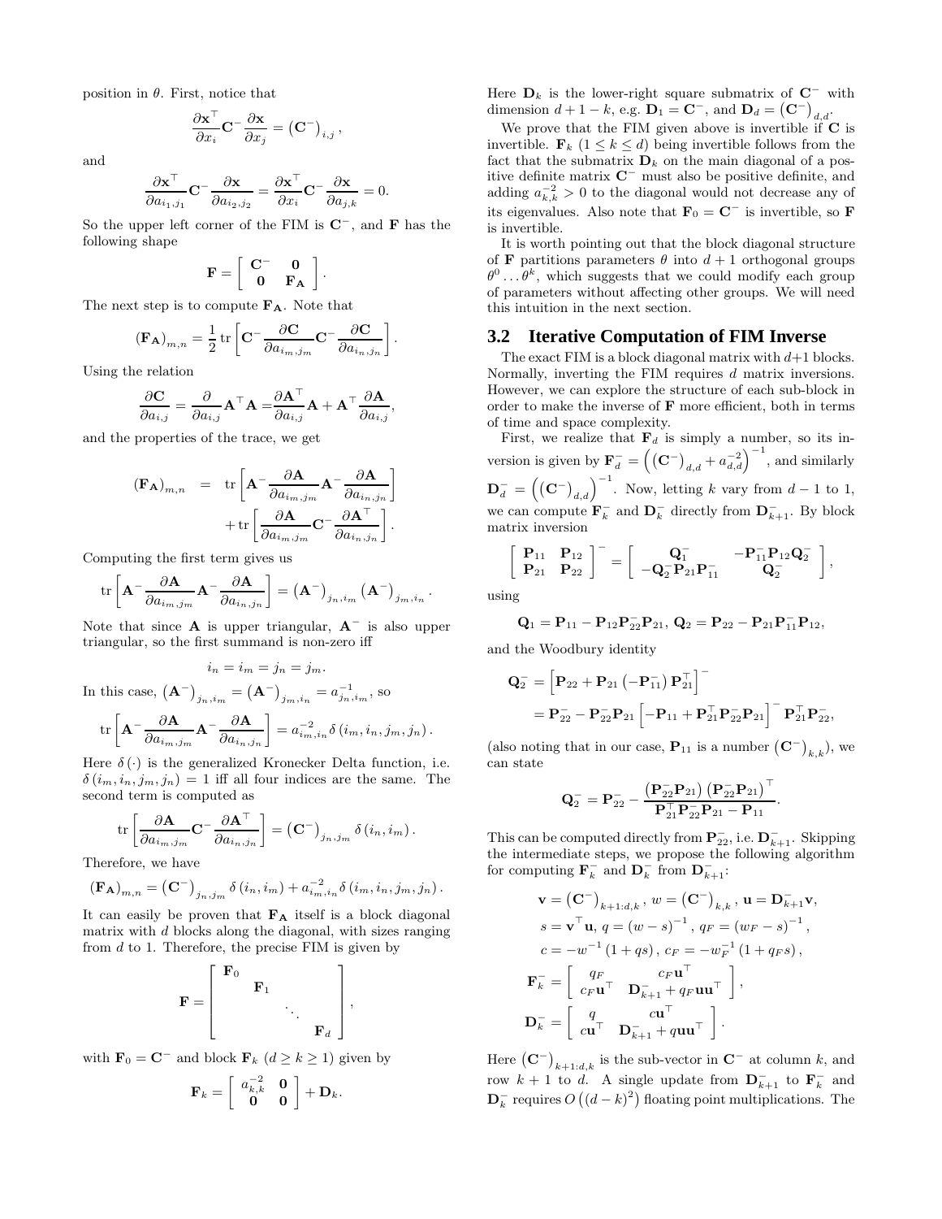position in $\theta$. First, notice that

$$\frac{\partial \mathbf{x}^\top}{\partial x_i}\mathbf{C}^- \frac{\partial \mathbf{x}}{\partial x_j} = \left(\mathbf{C}^-\right)_{i,j},$$

and

$$\frac{\partial \mathbf{x}^\top}{\partial a_{i_1,j_1}}\mathbf{C}^- \frac{\partial \mathbf{x}}{\partial a_{i_2,j_2}} = \frac{\partial \mathbf{x}^\top}{\partial x_i}\mathbf{C}^- \frac{\partial \mathbf{x}}{\partial a_{j,k}} = 0.$$

So the upper left corner of the FIM is $\mathbf{C}^-$, and $\mathbf{F}$ has the following shape

$$\mathbf{F} = \left[\begin{array}{cc} \mathbf{C}^- & \mathbf{0} \\ \mathbf{0} & \mathbf{F_A} \end{array}\right].$$

The next step is to compute $\mathbf{F_A}$. Note that

$$\left(\mathbf{F_A}\right)_{m,n} = \frac{1}{2}\operatorname{tr}\left[\mathbf{C}^- \frac{\partial \mathbf{C}}{\partial a_{i_m,j_m}}\mathbf{C}^- \frac{\partial \mathbf{C}}{\partial a_{i_n,j_n}}\right].$$

Using the relation

$$\frac{\partial \mathbf{C}}{\partial a_{i,j}} = \frac{\partial}{\partial a_{i,j}}\mathbf{A}^\top\mathbf{A} = \frac{\partial \mathbf{A}^\top}{\partial a_{i,j}}\mathbf{A} + \mathbf{A}^\top\frac{\partial \mathbf{A}}{\partial a_{i,j}},$$

and the properties of the trace, we get

$$\begin{aligned}\left(\mathbf{F_A}\right)_{m,n} &= \operatorname{tr}\left[\mathbf{A}^- \frac{\partial \mathbf{A}}{\partial a_{i_m,j_m}}\mathbf{A}^- \frac{\partial \mathbf{A}}{\partial a_{i_n,j_n}}\right] \\ &\quad + \operatorname{tr}\left[\frac{\partial \mathbf{A}}{\partial a_{i_m,j_m}}\mathbf{C}^- \frac{\partial \mathbf{A}^\top}{\partial a_{i_n,j_n}}\right].\end{aligned}$$

Computing the first term gives us

$$\operatorname{tr}\left[\mathbf{A}^- \frac{\partial \mathbf{A}}{\partial a_{i_m,j_m}}\mathbf{A}^- \frac{\partial \mathbf{A}}{\partial a_{i_n,j_n}}\right] = \left(\mathbf{A}^-\right)_{j_n,i_m}\left(\mathbf{A}^-\right)_{j_m,i_n}.$$

Note that since $\mathbf{A}$ is upper triangular, $\mathbf{A}^-$ is also upper triangular, so the first summand is non-zero iff

$$i_n = i_m = j_n = j_m.$$

In this case, $\left(\mathbf{A}^-\right)_{j_n,i_m} = \left(\mathbf{A}^-\right)_{j_m,i_n} = a^{-1}_{j_n,i_m}$, so

$$\operatorname{tr}\left[\mathbf{A}^- \frac{\partial \mathbf{A}}{\partial a_{i_m,j_m}}\mathbf{A}^- \frac{\partial \mathbf{A}}{\partial a_{i_n,j_n}}\right] = a^{-2}_{i_m,i_n}\delta\left(i_m,i_n,j_m,j_n\right).$$

Here $\delta(\cdot)$ is the generalized Kronecker Delta function, i.e. $\delta\left(i_m,i_n,j_m,j_n\right) = 1$ iff all four indices are the same. The second term is computed as

$$\operatorname{tr}\left[\frac{\partial \mathbf{A}}{\partial a_{i_m,j_m}}\mathbf{C}^- \frac{\partial \mathbf{A}^\top}{\partial a_{i_n,j_n}}\right] = \left(\mathbf{C}^-\right)_{j_n,j_m}\delta\left(i_n,i_m\right).$$

Therefore, we have

$$\left(\mathbf{F_A}\right)_{m,n} = \left(\mathbf{C}^-\right)_{j_n,j_m}\delta\left(i_n,i_m\right) + a^{-2}_{i_m,i_n}\delta\left(i_m,i_n,j_m,j_n\right).$$

It can easily be proven that $\mathbf{F_A}$ itself is a block diagonal matrix with $d$ blocks along the diagonal, with sizes ranging from $d$ to 1. Therefore, the precise FIM is given by

$$\mathbf{F} = \left[\begin{array}{cccc} \mathbf{F}_0 & & & \\ & \mathbf{F}_1 & & \\ & & \ddots & \\ & & & \mathbf{F}_d \end{array}\right],$$

with $\mathbf{F}_0 = \mathbf{C}^-$ and block $\mathbf{F}_k$ $(d \geq k \geq 1)$ given by

$$\mathbf{F}_k = \left[\begin{array}{cc} a^{-2}_{k,k} & \mathbf{0} \\ \mathbf{0} & \mathbf{0} \end{array}\right] + \mathbf{D}_k.$$

Here $\mathbf{D}_k$ is the lower-right square submatrix of $\mathbf{C}^-$ with dimension $d+1-k$, e.g. $\mathbf{D}_1 = \mathbf{C}^-$, and $\mathbf{D}_d = \left(\mathbf{C}^-\right)_{d,d}$.

We prove that the FIM given above is invertible if $\mathbf{C}$ is invertible. $\mathbf{F}_k$ $(1 \leq k \leq d)$ being invertible follows from the fact that the submatrix $\mathbf{D}_k$ on the main diagonal of a positive definite matrix $\mathbf{C}^-$ must also be positive definite, and adding $a^{-2}_{k,k} > 0$ to the diagonal would not decrease any of its eigenvalues. Also note that $\mathbf{F}_0 = \mathbf{C}^-$ is invertible, so $\mathbf{F}$ is invertible.

It is worth pointing out that the block diagonal structure of $\mathbf{F}$ partitions parameters $\theta$ into $d+1$ orthogonal groups $\theta^0 \ldots \theta^k$, which suggests that we could modify each group of parameters without affecting other groups. We will need this intuition in the next section.

## 3.2 Iterative Computation of FIM Inverse

The exact FIM is a block diagonal matrix with $d+1$ blocks. Normally, inverting the FIM requires $d$ matrix inversions. However, we can explore the structure of each sub-block in order to make the inverse of $\mathbf{F}$ more efficient, both in terms of time and space complexity.

First, we realize that $\mathbf{F}_d$ is simply a number, so its inversion is given by $\mathbf{F}^-_d = \left(\left(\mathbf{C}^-\right)_{d,d} + a^{-2}_{d,d}\right)^{-1}$, and similarly $\mathbf{D}^-_d = \left(\left(\mathbf{C}^-\right)_{d,d}\right)^{-1}$. Now, letting $k$ vary from $d-1$ to 1, we can compute $\mathbf{F}^-_k$ and $\mathbf{D}^-_k$ directly from $\mathbf{D}^-_{k+1}$. By block matrix inversion

$$\left[\begin{array}{cc} \mathbf{P}_{11} & \mathbf{P}_{12} \\ \mathbf{P}_{21} & \mathbf{P}_{22} \end{array}\right]^- = \left[\begin{array}{cc} \mathbf{Q}^-_1 & -\mathbf{P}^-_{11}\mathbf{P}_{12}\mathbf{Q}^-_2 \\ -\mathbf{Q}^-_2\mathbf{P}_{21}\mathbf{P}^-_{11} & \mathbf{Q}^-_2 \end{array}\right],$$

using

$$\mathbf{Q}_1 = \mathbf{P}_{11} - \mathbf{P}_{12}\mathbf{P}^-_{22}\mathbf{P}_{21},\ \mathbf{Q}_2 = \mathbf{P}_{22} - \mathbf{P}_{21}\mathbf{P}^-_{11}\mathbf{P}_{12},$$

and the Woodbury identity

$$\begin{aligned}\mathbf{Q}^-_2 &= \left[\mathbf{P}_{22} + \mathbf{P}_{21}\left(-\mathbf{P}^-_{11}\right)\mathbf{P}^\top_{21}\right]^- \\ &= \mathbf{P}^-_{22} - \mathbf{P}^-_{22}\mathbf{P}_{21}\left[-\mathbf{P}_{11} + \mathbf{P}^\top_{21}\mathbf{P}^-_{22}\mathbf{P}_{21}\right]^-\mathbf{P}^\top_{21}\mathbf{P}^-_{22},\end{aligned}$$

(also noting that in our case, $\mathbf{P}_{11}$ is a number $\left(\mathbf{C}^-\right)_{k,k}$), we can state

$$\mathbf{Q}^-_2 = \mathbf{P}^-_{22} - \frac{\left(\mathbf{P}^-_{22}\mathbf{P}_{21}\right)\left(\mathbf{P}^-_{22}\mathbf{P}_{21}\right)^\top}{\mathbf{P}^\top_{21}\mathbf{P}^-_{22}\mathbf{P}_{21} - \mathbf{P}_{11}}.$$

This can be computed directly from $\mathbf{P}^-_{22}$, i.e. $\mathbf{D}^-_{k+1}$. Skipping the intermediate steps, we propose the following algorithm for computing $\mathbf{F}^-_k$ and $\mathbf{D}^-_k$ from $\mathbf{D}^-_{k+1}$:

$$\begin{aligned}&\mathbf{v} = \left(\mathbf{C}^-\right)_{k+1:d,k},\ w = \left(\mathbf{C}^-\right)_{k,k},\ \mathbf{u} = \mathbf{D}^-_{k+1}\mathbf{v}, \\ &s = \mathbf{v}^\top\mathbf{u},\ q = (w-s)^{-1},\ q_F = (w_F - s)^{-1}, \\ &c = -w^{-1}(1+qs),\ c_F = -w_F^{-1}(1+q_F s), \\ &\mathbf{F}^-_k = \left[\begin{array}{cc} q_F & c_F\mathbf{u}^\top \\ c_F\mathbf{u}^\top & \mathbf{D}^-_{k+1} + q_F\mathbf{u}\mathbf{u}^\top \end{array}\right], \\ &\mathbf{D}^-_k = \left[\begin{array}{cc} q & c\mathbf{u}^\top \\ c\mathbf{u}^\top & \mathbf{D}^-_{k+1} + q\mathbf{u}\mathbf{u}^\top \end{array}\right].\end{aligned}$$

Here $\left(\mathbf{C}^-\right)_{k+1:d,k}$ is the sub-vector in $\mathbf{C}^-$ at column $k$, and row $k+1$ to $d$. A single update from $\mathbf{D}^-_{k+1}$ to $\mathbf{F}^-_k$ and $\mathbf{D}^-_k$ requires $O\left((d-k)^2\right)$ floating point multiplications. The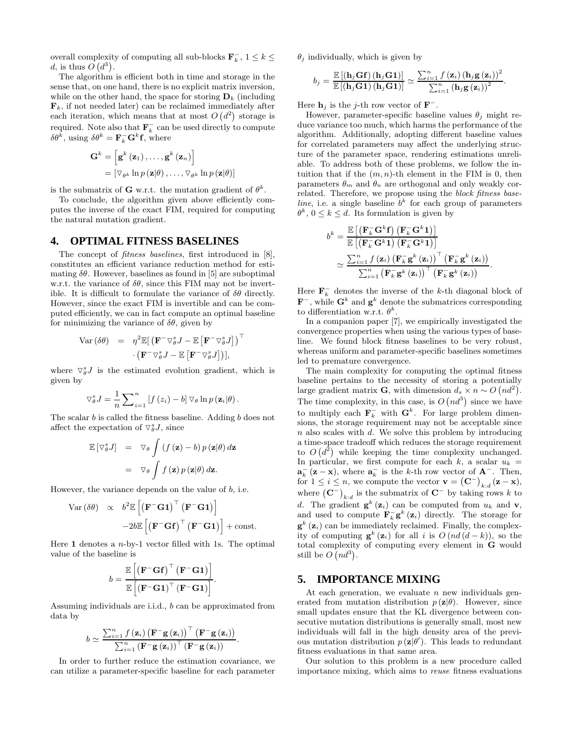overall complexity of computing all sub-blocks $\mathbf{F}_k^-$, $1 \le k \le d$, is thus $O\left(d^3\right)$.

The algorithm is efficient both in time and storage in the sense that, on one hand, there is no explicit matrix inversion, while on the other hand, the space for storing $\mathbf{D}_k$ (including $\mathbf{F}_k$, if not needed later) can be reclaimed immediately after each iteration, which means that at most $O\left(d^2\right)$ storage is required. Note also that $\mathbf{F}_k^-$ can be used directly to compute $\delta\theta^k$, using $\delta\theta^k = \mathbf{F}_k^- \mathbf{G}^k \mathbf{f}$, where

$$
\begin{aligned}
\mathbf{G}^k &= \left[\mathbf{g}^k\left(\mathbf{z}_1\right), \ldots, \mathbf{g}^k\left(\mathbf{z}_n\right)\right] \\
&= \left[\triangledown_{\theta^k} \ln p\left(\mathbf{z}|\theta\right), \ldots, \triangledown_{\theta^k} \ln p\left(\mathbf{z}|\theta\right)\right]
\end{aligned}
$$

is the submatrix of $\mathbf{G}$ w.r.t. the mutation gradient of $\theta^k$.

To conclude, the algorithm given above efficiently computes the inverse of the exact FIM, required for computing the natural mutation gradient.

## 4. OPTIMAL FITNESS BASELINES

The concept of *fitness baselines*, first introduced in [8], constitutes an efficient variance reduction method for estimating $\delta\theta$. However, baselines as found in [5] are suboptimal w.r.t. the variance of $\delta\theta$, since this FIM may not be invertible. It is difficult to formulate the variance of $\delta\theta$ directly. However, since the exact FIM is invertible and can be computed efficiently, we can in fact compute an optimal baseline for minimizing the variance of $\delta\theta$, given by

$$
\begin{aligned}
\mathrm{Var}\left(\delta\theta\right) &= \eta^2 \mathbb{E}[\left(\mathbf{F}^- \triangledown_\theta^s J - \mathbb{E}\left[\mathbf{F}^- \triangledown_\theta^s J\right]\right)^\top \\
&\quad \cdot \left(\mathbf{F}^- \triangledown_\theta^s J - \mathbb{E}\left[\mathbf{F}^- \triangledown_\theta^s J\right]\right)],
\end{aligned}
$$

where $\triangledown_\theta^s J$ is the estimated evolution gradient, which is given by

$$
\triangledown_\theta^s J = \frac{1}{n} \sum\nolimits_{i=1}^n \left[f\left(z_i\right) - b\right] \triangledown_\theta \ln p\left(\mathbf{z}_i|\theta\right).
$$

The scalar $b$ is called the fitness baseline. Adding $b$ does not affect the expectation of $\triangledown_\theta^s J$, since

$$
\begin{aligned}
\mathbb{E}\left[\triangledown_\theta^s J\right] &= \triangledown_\theta \int \left(f\left(\mathbf{z}\right) - b\right) p\left(\mathbf{z}|\theta\right) d\mathbf{z} \\
&= \triangledown_\theta \int f\left(\mathbf{z}\right) p\left(\mathbf{z}|\theta\right) d\mathbf{z}.
\end{aligned}
$$

However, the variance depends on the value of $b$, i.e.

$$
\begin{aligned}
\mathrm{Var}\left(\delta\theta\right) &\propto b^2 \mathbb{E}\left[\left(\mathbf{F}^- \mathbf{G}\mathbf{1}\right)^\top \left(\mathbf{F}^- \mathbf{G}\mathbf{1}\right)\right] \\
&\quad -2b\mathbb{E}\left[\left(\mathbf{F}^- \mathbf{G}\mathbf{f}\right)^\top \left(\mathbf{F}^- \mathbf{G}\mathbf{1}\right)\right] + \text{const}.
\end{aligned}
$$

Here $\mathbf{1}$ denotes a $n$-by-1 vector filled with 1s. The optimal value of the baseline is

$$
b = \frac{\mathbb{E}\left[\left(\mathbf{F}^- \mathbf{G}\mathbf{f}\right)^\top \left(\mathbf{F}^- \mathbf{G}\mathbf{1}\right)\right]}{\mathbb{E}\left[\left(\mathbf{F}^- \mathbf{G}\mathbf{1}\right)^\top \left(\mathbf{F}^- \mathbf{G}\mathbf{1}\right)\right]}.
$$

Assuming individuals are i.i.d., $b$ can be approximated from data by

$$
b \simeq \frac{\sum_{i=1}^n f\left(\mathbf{z}_i\right) \left(\mathbf{F}^- \mathbf{g}\left(\mathbf{z}_i\right)\right)^\top \left(\mathbf{F}^- \mathbf{g}\left(\mathbf{z}_i\right)\right)}{\sum_{i=1}^n \left(\mathbf{F}^- \mathbf{g}\left(\mathbf{z}_i\right)\right)^\top \left(\mathbf{F}^- \mathbf{g}\left(\mathbf{z}_i\right)\right)}.
$$

In order to further reduce the estimation covariance, we can utilize a parameter-specific baseline for each parameter $\theta_j$ individually, which is given by

$$
b_j = \frac{\mathbb{E}\left[\left(\mathbf{h}_j \mathbf{G}\mathbf{f}\right)\left(\mathbf{h}_j \mathbf{G}\mathbf{1}\right)\right]}{\mathbb{E}\left[\left(\mathbf{h}_j \mathbf{G}\mathbf{1}\right)\left(\mathbf{h}_j \mathbf{G}\mathbf{1}\right)\right]} \simeq \frac{\sum_{i=1}^n f\left(\mathbf{z}_i\right) \left(\mathbf{h}_j \mathbf{g}\left(\mathbf{z}_i\right)\right)^2}{\sum_{i=1}^n \left(\mathbf{h}_j \mathbf{g}\left(\mathbf{z}_i\right)\right)^2}.
$$

Here $\mathbf{h}_j$ is the $j$-th row vector of $\mathbf{F}^-$.

However, parameter-specific baseline values $\theta_j$ might reduce variance too much, which harms the performance of the algorithm. Additionally, adopting different baseline values for correlated parameters may affect the underlying structure of the parameter space, rendering estimations unreliable. To address both of these problems, we follow the intuition that if the $(m,n)$-th element in the FIM is 0, then parameters $\theta_m$ and $\theta_n$ are orthogonal and only weakly correlated. Therefore, we propose using the *block fitness baseline*, i.e. a single baseline $b^k$ for each group of parameters $\theta^k$, $0 \le k \le d$. Its formulation is given by

$$
\begin{aligned}
b^k &= \frac{\mathbb{E}\left[\left(\mathbf{F}_k^- \mathbf{G}^k \mathbf{f}\right)\left(\mathbf{F}_k^- \mathbf{G}^k \mathbf{1}\right)\right]}{\mathbb{E}\left[\left(\mathbf{F}_k^- \mathbf{G}^k \mathbf{1}\right)\left(\mathbf{F}_k^- \mathbf{G}^k \mathbf{1}\right)\right]} \\
&\simeq \frac{\sum_{i=1}^n f\left(\mathbf{z}_i\right) \left(\mathbf{F}_k^- \mathbf{g}^k\left(\mathbf{z}_i\right)\right)^\top \left(\mathbf{F}_k^- \mathbf{g}^k\left(\mathbf{z}_i\right)\right)}{\sum_{i=1}^n \left(\mathbf{F}_k^- \mathbf{g}^k\left(\mathbf{z}_i\right)\right)^\top \left(\mathbf{F}_k^- \mathbf{g}^k\left(\mathbf{z}_i\right)\right)}.
\end{aligned}
$$

Here $\mathbf{F}_k^-$ denotes the inverse of the $k$-th diagonal block of $\mathbf{F}^-$, while $\mathbf{G}^k$ and $\mathbf{g}^k$ denote the submatrices corresponding to differentiation w.r.t. $\theta^k$.

In a companion paper [7], we empirically investigated the convergence properties when using the various types of baseline. We found block fitness baselines to be very robust, whereas uniform and parameter-specific baselines sometimes led to premature convergence.

The main complexity for computing the optimal fitness baseline pertains to the necessity of storing a potentially large gradient matrix $\mathbf{G}$, with dimension $d_s \times n \sim O\left(nd^2\right)$. The time complexity, in this case, is $O\left(nd^3\right)$ since we have to multiply each $\mathbf{F}_k^-$ with $\mathbf{G}^k$. For large problem dimensions, the storage requirement may not be acceptable since $n$ also scales with $d$. We solve this problem by introducing a time-space tradeoff which reduces the storage requirement to $O\left(d^2\right)$ while keeping the time complexity unchanged. In particular, we first compute for each $k$, a scalar $u_k = \mathbf{a}_k^- \left(\mathbf{z} - \mathbf{x}\right)$, where $\mathbf{a}_k^-$ is the $k$-th row vector of $\mathbf{A}^-$. Then, for $1 \le i \le n$, we compute the vector $\mathbf{v} = \left(\mathbf{C}^-\right)_{k:d} \left(\mathbf{z} - \mathbf{x}\right)$, where $\left(\mathbf{C}^-\right)_{k:d}$ is the submatrix of $\mathbf{C}^-$ by taking rows $k$ to $d$. The gradient $\mathbf{g}^k\left(\mathbf{z}_i\right)$ can be computed from $u_k$ and $\mathbf{v}$, and used to compute $\mathbf{F}_k^- \mathbf{g}^k\left(\mathbf{z}_i\right)$ directly. The storage for $\mathbf{g}^k\left(\mathbf{z}_i\right)$ can be immediately reclaimed. Finally, the complexity of computing $\mathbf{g}^k\left(\mathbf{z}_i\right)$ for all $i$ is $O\left(nd\left(d-k\right)\right)$, so the total complexity of computing every element in $\mathbf{G}$ would still be $O\left(nd^3\right)$.

## 5. IMPORTANCE MIXING

At each generation, we evaluate $n$ new individuals generated from mutation distribution $p\left(\mathbf{z}|\theta\right)$. However, since small updates ensure that the KL divergence between consecutive mutation distributions is generally small, most new individuals will fall in the high density area of the previous mutation distribution $p\left(\mathbf{z}|\theta'\right)$. This leads to redundant fitness evaluations in that same area.

Our solution to this problem is a new procedure called importance mixing, which aims to *reuse* fitness evaluations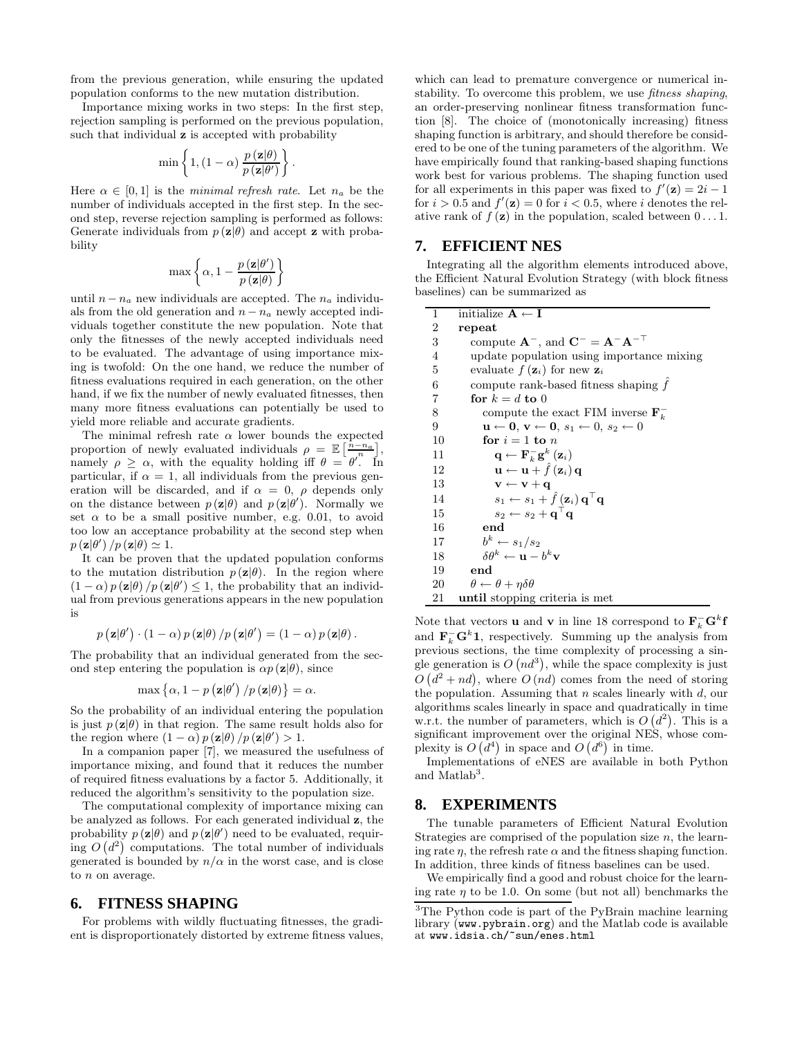from the previous generation, while ensuring the updated population conforms to the new mutation distribution.

Importance mixing works in two steps: In the first step, rejection sampling is performed on the previous population, such that individual $\mathbf{z}$ is accepted with probability

$$\min\left\{1, (1-\alpha)\frac{p(\mathbf{z}|\theta)}{p(\mathbf{z}|\theta')}\right\}.$$

Here $\alpha \in [0,1]$ is the *minimal refresh rate*. Let $n_a$ be the number of individuals accepted in the first step. In the second step, reverse rejection sampling is performed as follows: Generate individuals from $p(\mathbf{z}|\theta)$ and accept $\mathbf{z}$ with probability

$$\max\left\{\alpha, 1 - \frac{p(\mathbf{z}|\theta')}{p(\mathbf{z}|\theta)}\right\}$$

until $n - n_a$ new individuals are accepted. The $n_a$ individuals from the old generation and $n - n_a$ newly accepted individuals together constitute the new population. Note that only the fitnesses of the newly accepted individuals need to be evaluated. The advantage of using importance mixing is twofold: On the one hand, we reduce the number of fitness evaluations required in each generation, on the other hand, if we fix the number of newly evaluated fitnesses, then many more fitness evaluations can potentially be used to yield more reliable and accurate gradients.

The minimal refresh rate $\alpha$ lower bounds the expected proportion of newly evaluated individuals $\rho = \mathbb{E}\left[\frac{n-n_a}{n}\right]$, namely $\rho \geq \alpha$, with the equality holding iff $\theta = \theta'$. In particular, if $\alpha = 1$, all individuals from the previous generation will be discarded, and if $\alpha = 0$, $\rho$ depends only on the distance between $p(\mathbf{z}|\theta)$ and $p(\mathbf{z}|\theta')$. Normally we set $\alpha$ to be a small positive number, e.g. 0.01, to avoid too low an acceptance probability at the second step when $p(\mathbf{z}|\theta')/p(\mathbf{z}|\theta) \simeq 1$.

It can be proven that the updated population conforms to the mutation distribution $p(\mathbf{z}|\theta)$. In the region where $(1-\alpha)p(\mathbf{z}|\theta)/p(\mathbf{z}|\theta') \leq 1$, the probability that an individual from previous generations appears in the new population is

$$p(\mathbf{z}|\theta') \cdot (1-\alpha)p(\mathbf{z}|\theta)/p(\mathbf{z}|\theta') = (1-\alpha)p(\mathbf{z}|\theta).$$

The probability that an individual generated from the second step entering the population is $\alpha p(\mathbf{z}|\theta)$, since

$$\max\left\{\alpha, 1 - p(\mathbf{z}|\theta')/p(\mathbf{z}|\theta)\right\} = \alpha.$$

So the probability of an individual entering the population is just $p(\mathbf{z}|\theta)$ in that region. The same result holds also for the region where $(1-\alpha)p(\mathbf{z}|\theta)/p(\mathbf{z}|\theta') > 1$.

In a companion paper [7], we measured the usefulness of importance mixing, and found that it reduces the number of required fitness evaluations by a factor 5. Additionally, it reduced the algorithm's sensitivity to the population size.

The computational complexity of importance mixing can be analyzed as follows. For each generated individual $\mathbf{z}$, the probability $p(\mathbf{z}|\theta)$ and $p(\mathbf{z}|\theta')$ need to be evaluated, requiring $O(d^2)$ computations. The total number of individuals generated is bounded by $n/\alpha$ in the worst case, and is close to $n$ on average.

## 6. FITNESS SHAPING

For problems with wildly fluctuating fitnesses, the gradient is disproportionately distorted by extreme fitness values, which can lead to premature convergence or numerical instability. To overcome this problem, we use *fitness shaping*, an order-preserving nonlinear fitness transformation function [8]. The choice of (monotonically increasing) fitness shaping function is arbitrary, and should therefore be considered to be one of the tuning parameters of the algorithm. We have empirically found that ranking-based shaping functions work best for various problems. The shaping function used for all experiments in this paper was fixed to $f'(\mathbf{z}) = 2i - 1$ for $i > 0.5$ and $f'(\mathbf{z}) = 0$ for $i < 0.5$, where $i$ denotes the relative rank of $f(\mathbf{z})$ in the population, scaled between $0 \ldots 1$.

## 7. EFFICIENT NES

Integrating all the algorithm elements introduced above, the Efficient Natural Evolution Strategy (with block fitness baselines) can be summarized as

```
1   initialize A ← I
2   repeat
3       compute A⁻, and C⁻ = A⁻A⁻ᵀ
4       update population using importance mixing
5       evaluate f(z_i) for new z_i
6       compute rank-based fitness shaping f̂
7       for k = d to 0
8           compute the exact FIM inverse F_k⁻
9           u ← 0, v ← 0, s_1 ← 0, s_2 ← 0
10          for i = 1 to n
11              q ← F_k⁻ g^k(z_i)
12              u ← u + f̂(z_i) q
13              v ← v + q
14              s_1 ← s_1 + f̂(z_i) qᵀq
15              s_2 ← s_2 + qᵀq
16          end
17          b^k ← s_1/s_2
18          δθ^k ← u − b^k v
19      end
20      θ ← θ + ηδθ
21  until stopping criteria is met
```

Note that vectors $\mathbf{u}$ and $\mathbf{v}$ in line 18 correspond to $\mathbf{F}_k^{-}\mathbf{G}^k\mathbf{f}$ and $\mathbf{F}_k^{-}\mathbf{G}^k\mathbf{1}$, respectively. Summing up the analysis from previous sections, the time complexity of processing a single generation is $O(nd^3)$, while the space complexity is just $O(d^2 + nd)$, where $O(nd)$ comes from the need of storing the population. Assuming that $n$ scales linearly with $d$, our algorithms scales linearly in space and quadratically in time w.r.t. the number of parameters, which is $O(d^2)$. This is a significant improvement over the original NES, whose complexity is $O(d^4)$ in space and $O(d^6)$ in time.

Implementations of eNES are available in both Python and Matlab[3].

## 8. EXPERIMENTS

The tunable parameters of Efficient Natural Evolution Strategies are comprised of the population size $n$, the learning rate $\eta$, the refresh rate $\alpha$ and the fitness shaping function. In addition, three kinds of fitness baselines can be used.

We empirically find a good and robust choice for the learning rate $\eta$ to be 1.0. On some (but not all) benchmarks the

[3] The Python code is part of the PyBrain machine learning library (www.pybrain.org) and the Matlab code is available at www.idsia.ch/~sun/enes.html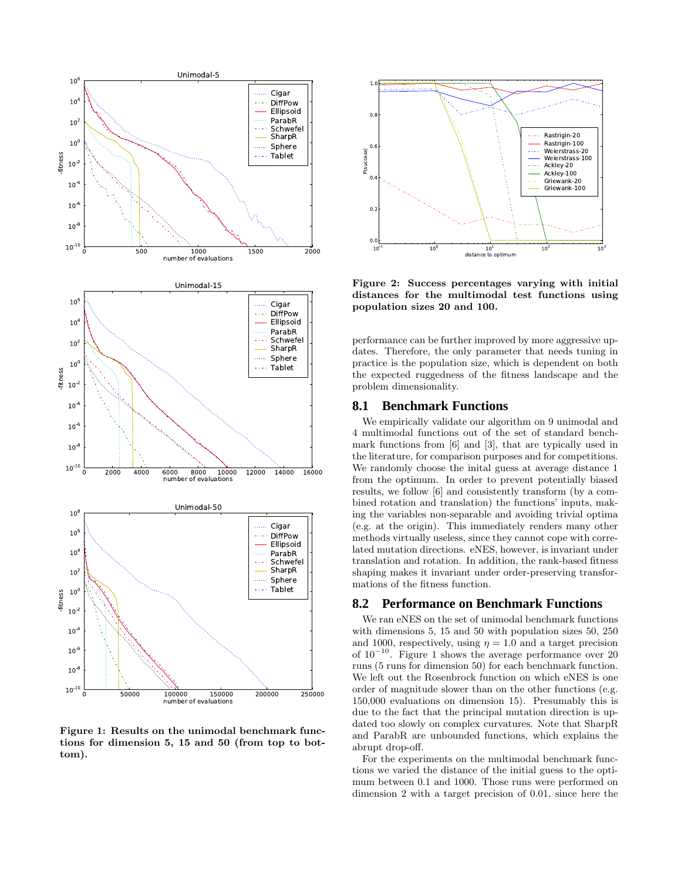**Figure 1: Results on the unimodal benchmark functions for dimension 5, 15 and 50 (from top to bottom).**

**Figure 2: Success percentages varying with initial distances for the multimodal test functions using population sizes 20 and 100.**

performance can be further improved by more aggressive updates. Therefore, the only parameter that needs tuning in practice is the population size, which is dependent on both the expected ruggedness of the fitness landscape and the problem dimensionality.

## 8.1 Benchmark Functions

We empirically validate our algorithm on 9 unimodal and 4 multimodal functions out of the set of standard benchmark functions from [6] and [3], that are typically used in the literature, for comparison purposes and for competitions. We randomly choose the inital guess at average distance 1 from the optimum. In order to prevent potentially biased results, we follow [6] and consistently transform (by a combined rotation and translation) the functions' inputs, making the variables non-separable and avoiding trivial optima (e.g. at the origin). This immediately renders many other methods virtually useless, since they cannot cope with correlated mutation directions. eNES, however, is invariant under translation and rotation. In addition, the rank-based fitness shaping makes it invariant under order-preserving transformations of the fitness function.

## 8.2 Performance on Benchmark Functions

We ran eNES on the set of unimodal benchmark functions with dimensions 5, 15 and 50 with population sizes 50, 250 and 1000, respectively, using $\eta = 1.0$ and a target precision of $10^{-10}$. Figure 1 shows the average performance over 20 runs (5 runs for dimension 50) for each benchmark function. We left out the Rosenbrock function on which eNES is one order of magnitude slower than on the other functions (e.g. 150,000 evaluations on dimension 15). Presumably this is due to the fact that the principal mutation direction is updated too slowly on complex curvatures. Note that SharpR and ParabR are unbounded functions, which explains the abrupt drop-off.

For the experiments on the multimodal benchmark functions we varied the distance of the initial guess to the optimum between 0.1 and 1000. Those runs were performed on dimension 2 with a target precision of 0.01, since here the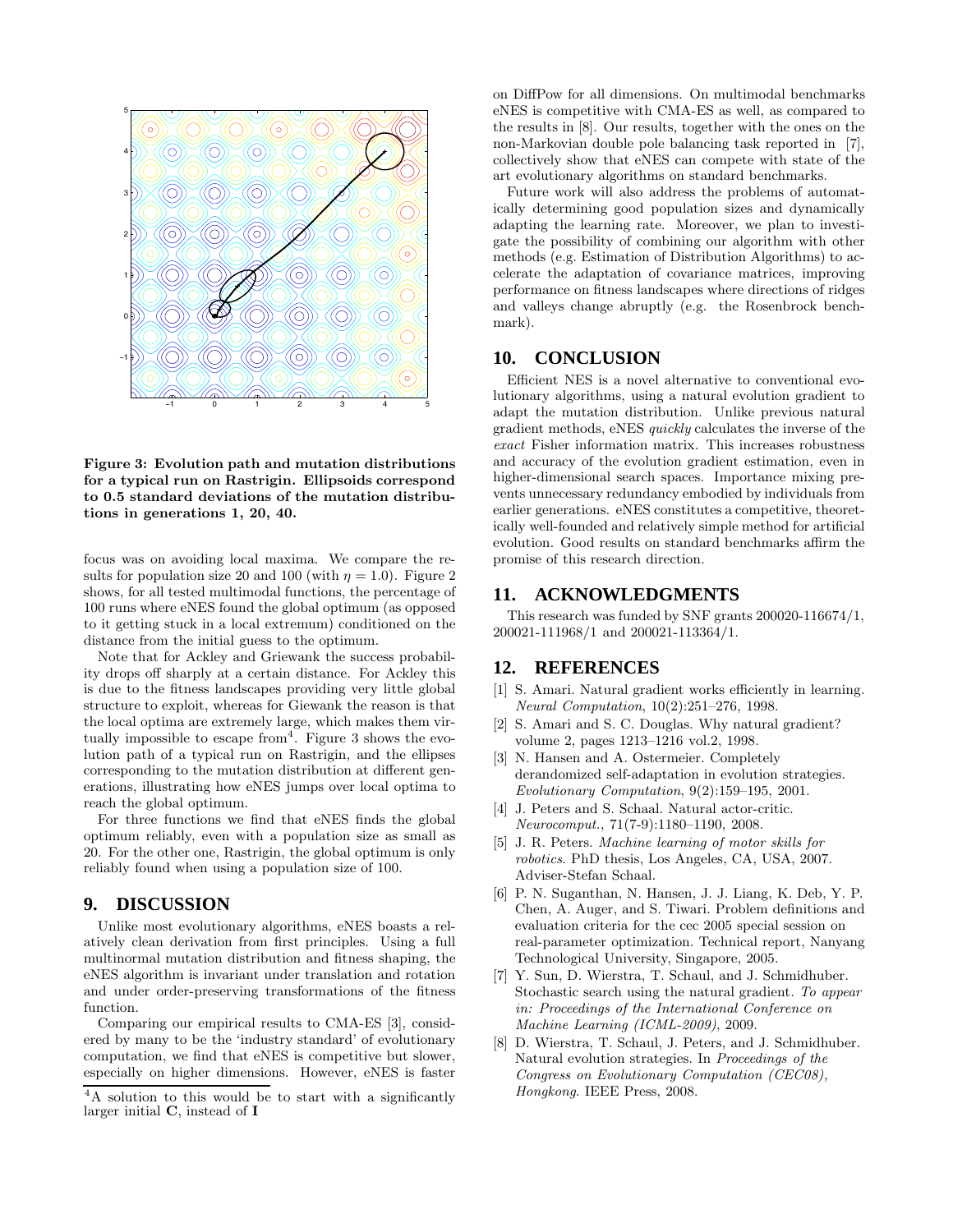5

4

3

2

1

0

−1

−1 0 1 2 3 4 5

**Figure 3: Evolution path and mutation distributions for a typical run on Rastrigin. Ellipsoids correspond to 0.5 standard deviations of the mutation distributions in generations 1, 20, 40.**

focus was on avoiding local maxima. We compare the results for population size 20 and 100 (with $\eta = 1.0$). Figure 2 shows, for all tested multimodal functions, the percentage of 100 runs where eNES found the global optimum (as opposed to it getting stuck in a local extremum) conditioned on the distance from the initial guess to the optimum.

Note that for Ackley and Griewank the success probability drops off sharply at a certain distance. For Ackley this is due to the fitness landscapes providing very little global structure to exploit, whereas for Giewank the reason is that the local optima are extremely large, which makes them virtually impossible to escape from[4]. Figure 3 shows the evolution path of a typical run on Rastrigin, and the ellipses corresponding to the mutation distribution at different generations, illustrating how eNES jumps over local optima to reach the global optimum.

For three functions we find that eNES finds the global optimum reliably, even with a population size as small as 20. For the other one, Rastrigin, the global optimum is only reliably found when using a population size of 100.

## 9. DISCUSSION

Unlike most evolutionary algorithms, eNES boasts a relatively clean derivation from first principles. Using a full multinormal mutation distribution and fitness shaping, the eNES algorithm is invariant under translation and rotation and under order-preserving transformations of the fitness function.

Comparing our empirical results to CMA-ES [3], considered by many to be the 'industry standard' of evolutionary computation, we find that eNES is competitive but slower, especially on higher dimensions. However, eNES is faster on DiffPow for all dimensions. On multimodal benchmarks eNES is competitive with CMA-ES as well, as compared to the results in [8]. Our results, together with the ones on the non-Markovian double pole balancing task reported in [7], collectively show that eNES can compete with state of the art evolutionary algorithms on standard benchmarks.

Future work will also address the problems of automatically determining good population sizes and dynamically adapting the learning rate. Moreover, we plan to investigate the possibility of combining our algorithm with other methods (e.g. Estimation of Distribution Algorithms) to accelerate the adaptation of covariance matrices, improving performance on fitness landscapes where directions of ridges and valleys change abruptly (e.g. the Rosenbrock benchmark).

[4]A solution to this would be to start with a significantly larger initial $\mathbf{C}$, instead of $\mathbf{I}$

## 10. CONCLUSION

Efficient NES is a novel alternative to conventional evolutionary algorithms, using a natural evolution gradient to adapt the mutation distribution. Unlike previous natural gradient methods, eNES *quickly* calculates the inverse of the *exact* Fisher information matrix. This increases robustness and accuracy of the evolution gradient estimation, even in higher-dimensional search spaces. Importance mixing prevents unnecessary redundancy embodied by individuals from earlier generations. eNES constitutes a competitive, theoretically well-founded and relatively simple method for artificial evolution. Good results on standard benchmarks affirm the promise of this research direction.

## 11. ACKNOWLEDGMENTS

This research was funded by SNF grants 200020-116674/1, 200021-111968/1 and 200021-113364/1.

## 12. REFERENCES

[1] S. Amari. Natural gradient works efficiently in learning. *Neural Computation*, 10(2):251–276, 1998.

[2] S. Amari and S. C. Douglas. Why natural gradient? volume 2, pages 1213–1216 vol.2, 1998.

[3] N. Hansen and A. Ostermeier. Completely derandomized self-adaptation in evolution strategies. *Evolutionary Computation*, 9(2):159–195, 2001.

[4] J. Peters and S. Schaal. Natural actor-critic. *Neurocomput.*, 71(7-9):1180–1190, 2008.

[5] J. R. Peters. *Machine learning of motor skills for robotics*. PhD thesis, Los Angeles, CA, USA, 2007. Adviser-Stefan Schaal.

[6] P. N. Suganthan, N. Hansen, J. J. Liang, K. Deb, Y. P. Chen, A. Auger, and S. Tiwari. Problem definitions and evaluation criteria for the cec 2005 special session on real-parameter optimization. Technical report, Nanyang Technological University, Singapore, 2005.

[7] Y. Sun, D. Wierstra, T. Schaul, and J. Schmidhuber. Stochastic search using the natural gradient. *To appear in: Proceedings of the International Conference on Machine Learning (ICML-2009)*, 2009.

[8] D. Wierstra, T. Schaul, J. Peters, and J. Schmidhuber. Natural evolution strategies. In *Proceedings of the Congress on Evolutionary Computation (CEC08), Hongkong*. IEEE Press, 2008.